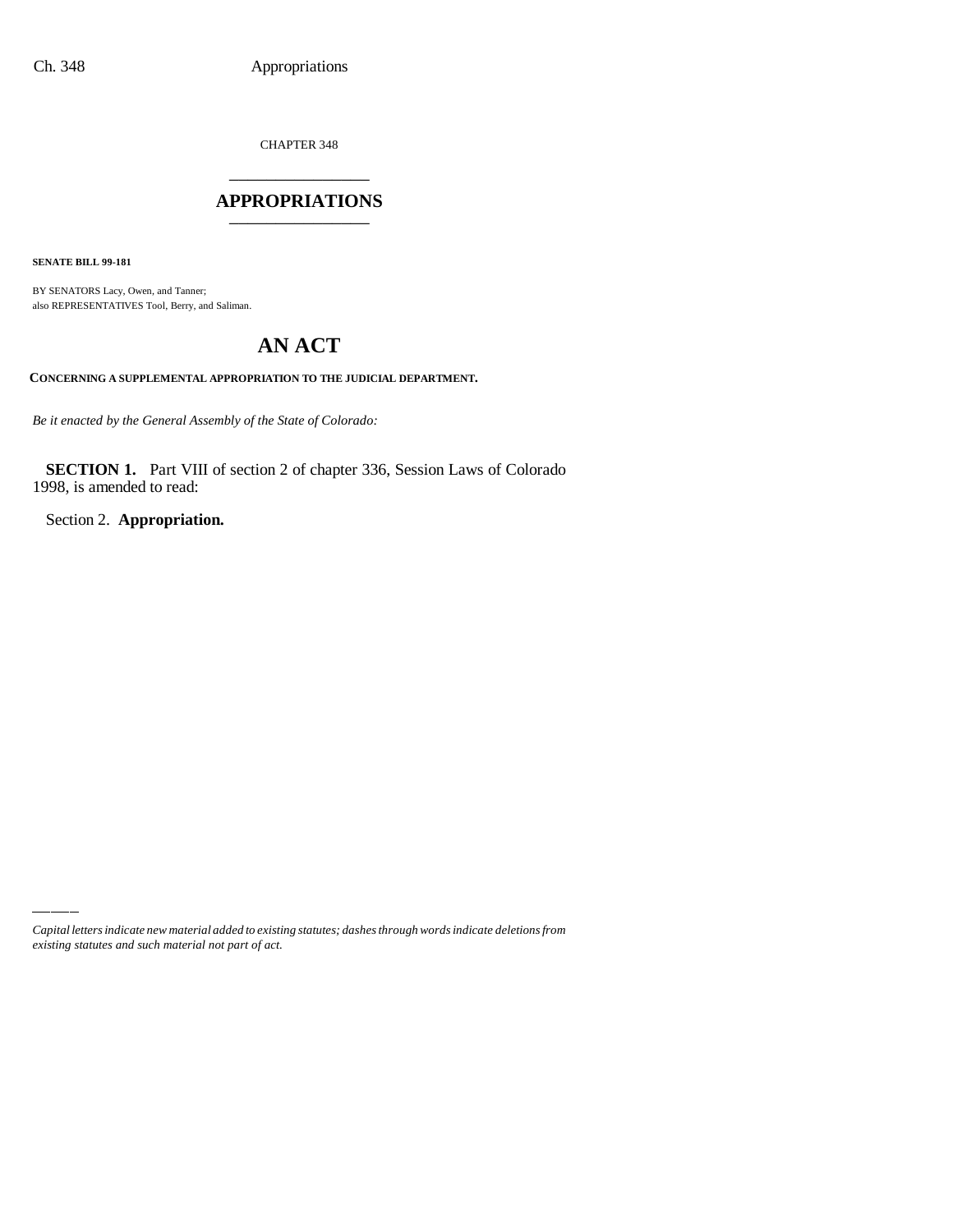CHAPTER 348

# APPROPRIATIONS

**SENATE BILL 99-181**

BY SENATORS Lacy, Owen, and Tanner;
also REPRESENTATIVES Tool, Berry, and Saliman.

# AN ACT

**CONCERNING A SUPPLEMENTAL APPROPRIATION TO THE JUDICIAL DEPARTMENT.**

*Be it enacted by the General Assembly of the State of Colorado:*

**SECTION 1.** Part VIII of section 2 of chapter 336, Session Laws of Colorado 1998, is amended to read:

Section 2. **Appropriation.**

*Capital letters indicate new material added to existing statutes; dashes through words indicate deletions from existing statutes and such material not part of act.*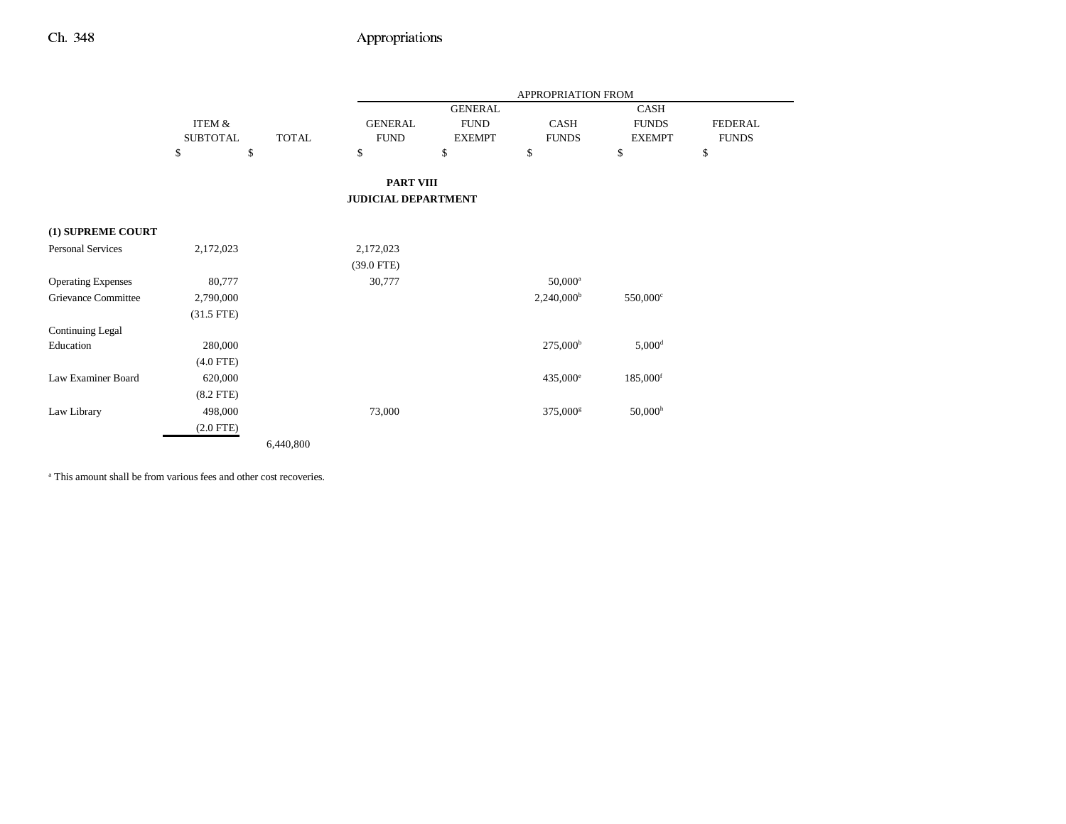| | ITEM & SUBTOTAL | TOTAL | APPROPRIATION FROM | | | | |
|---|---|---|---|---|---|---|---|
| | | | GENERAL FUND | GENERAL FUND EXEMPT | CASH FUNDS | CASH FUNDS EXEMPT | FEDERAL FUNDS |
| | $ | $ | $ | $ | $ | $ | $ |

## PART VIII
## JUDICIAL DEPARTMENT

| | ITEM & SUBTOTAL | TOTAL | GENERAL FUND | GENERAL FUND EXEMPT | CASH FUNDS | CASH FUNDS EXEMPT | FEDERAL FUNDS |
|---|---|---|---|---|---|---|---|
| **(1) SUPREME COURT** | | | | | | | |
| Personal Services | 2,172,023 | | 2,172,023 | | | | |
| | | | (39.0 FTE) | | | | |
| Operating Expenses | 80,777 | | 30,777 | | 50,000[a] | | |
| Grievance Committee | 2,790,000 | | | | 2,240,000[b] | 550,000[c] | |
| | (31.5 FTE) | | | | | | |
| Continuing Legal Education | 280,000 | | | | 275,000[b] | 5,000[d] | |
| | (4.0 FTE) | | | | | | |
| Law Examiner Board | 620,000 | | | | 435,000[e] | 185,000[f] | |
| | (8.2 FTE) | | | | | | |
| Law Library | 498,000 | | 73,000 | | 375,000[g] | 50,000[h] | |
| | (2.0 FTE) | | | | | | |
| | | 6,440,800 | | | | | |

[a] This amount shall be from various fees and other cost recoveries.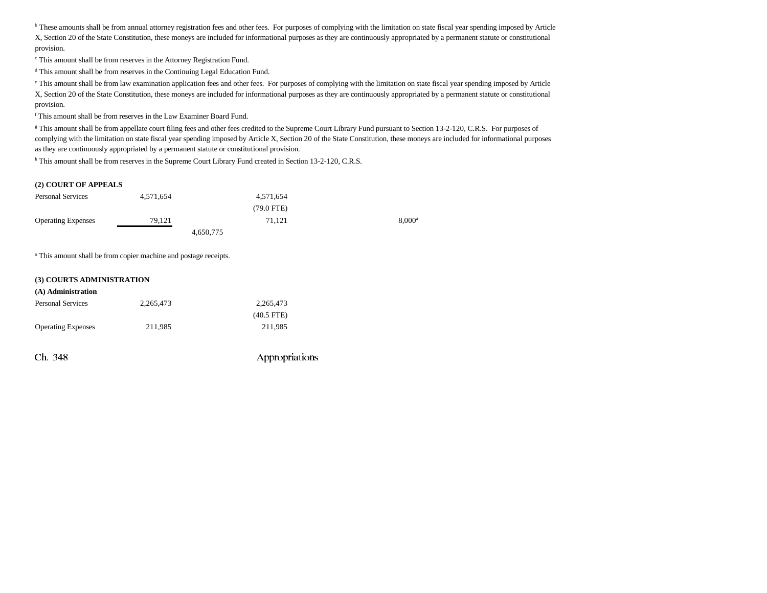[b] These amounts shall be from annual attorney registration fees and other fees. For purposes of complying with the limitation on state fiscal year spending imposed by Article X, Section 20 of the State Constitution, these moneys are included for informational purposes as they are continuously appropriated by a permanent statute or constitutional provision.

[c] This amount shall be from reserves in the Attorney Registration Fund.

[d] This amount shall be from reserves in the Continuing Legal Education Fund.

[e] This amount shall be from law examination application fees and other fees. For purposes of complying with the limitation on state fiscal year spending imposed by Article X, Section 20 of the State Constitution, these moneys are included for informational purposes as they are continuously appropriated by a permanent statute or constitutional provision.

[f] This amount shall be from reserves in the Law Examiner Board Fund.

[g] This amount shall be from appellate court filing fees and other fees credited to the Supreme Court Library Fund pursuant to Section 13-2-120, C.R.S. For purposes of complying with the limitation on state fiscal year spending imposed by Article X, Section 20 of the State Constitution, these moneys are included for informational purposes as they are continuously appropriated by a permanent statute or constitutional provision.

[h] This amount shall be from reserves in the Supreme Court Library Fund created in Section 13-2-120, C.R.S.

**(2) COURT OF APPEALS**

| | | | | | |
|---|---|---|---|---|---|
| Personal Services | 4,571,654 | | 4,571,654 | | |
| | | | (79.0 FTE) | | |
| Operating Expenses | 79,121 | | 71,121 | | 8,000[a] |
| | | 4,650,775 | | | |

[a] This amount shall be from copier machine and postage receipts.

**(3) COURTS ADMINISTRATION**

**(A) Administration**

| | | | |
|---|---|---|---|
| Personal Services | 2,265,473 | | 2,265,473 |
| | | | (40.5 FTE) |
| Operating Expenses | 211,985 | | 211,985 |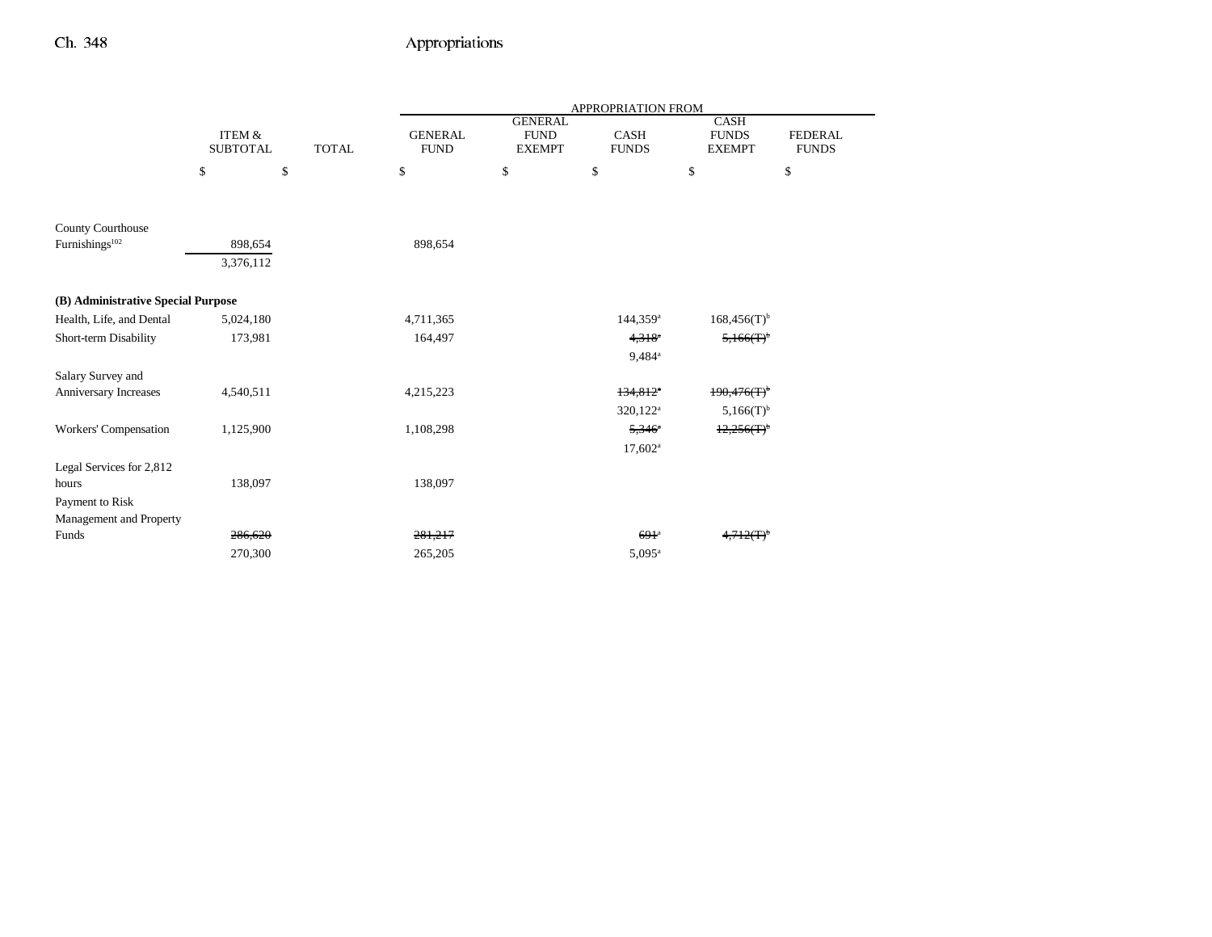| | ITEM & SUBTOTAL | TOTAL | APPROPRIATION FROM GENERAL FUND | GENERAL FUND EXEMPT | CASH FUNDS | CASH FUNDS EXEMPT | FEDERAL FUNDS |
|---|---|---|---|---|---|---|---|
| | $ | $ | $ | $ | $ | $ | $ |
| County Courthouse Furnishings[102] | 898,654 | | 898,654 | | | | |
| | 3,376,112 | | | | | | |
| **(B) Administrative Special Purpose** | | | | | | | |
| Health, Life, and Dental | 5,024,180 | | 4,711,365 | | 144,359[a] | 168,456(T)[b] | |
| Short-term Disability | 173,981 | | 164,497 | | ~~4,318[a]~~ | ~~5,166(T)[b]~~ | |
| | | | | | 9,484[a] | | |
| Salary Survey and Anniversary Increases | 4,540,511 | | 4,215,223 | | ~~134,812[a]~~ | ~~190,476(T)[b]~~ | |
| | | | | | 320,122[a] | 5,166(T)[b] | |
| Workers' Compensation | 1,125,900 | | 1,108,298 | | ~~5,346[a]~~ | ~~12,256(T)[b]~~ | |
| | | | | | 17,602[a] | | |
| Legal Services for 2,812 hours | 138,097 | | 138,097 | | | | |
| Payment to Risk Management and Property Funds | ~~286,620~~ | | ~~281,217~~ | | ~~691[a]~~ | ~~4,712(T)[b]~~ | |
| | 270,300 | | 265,205 | | 5,095[a] | | |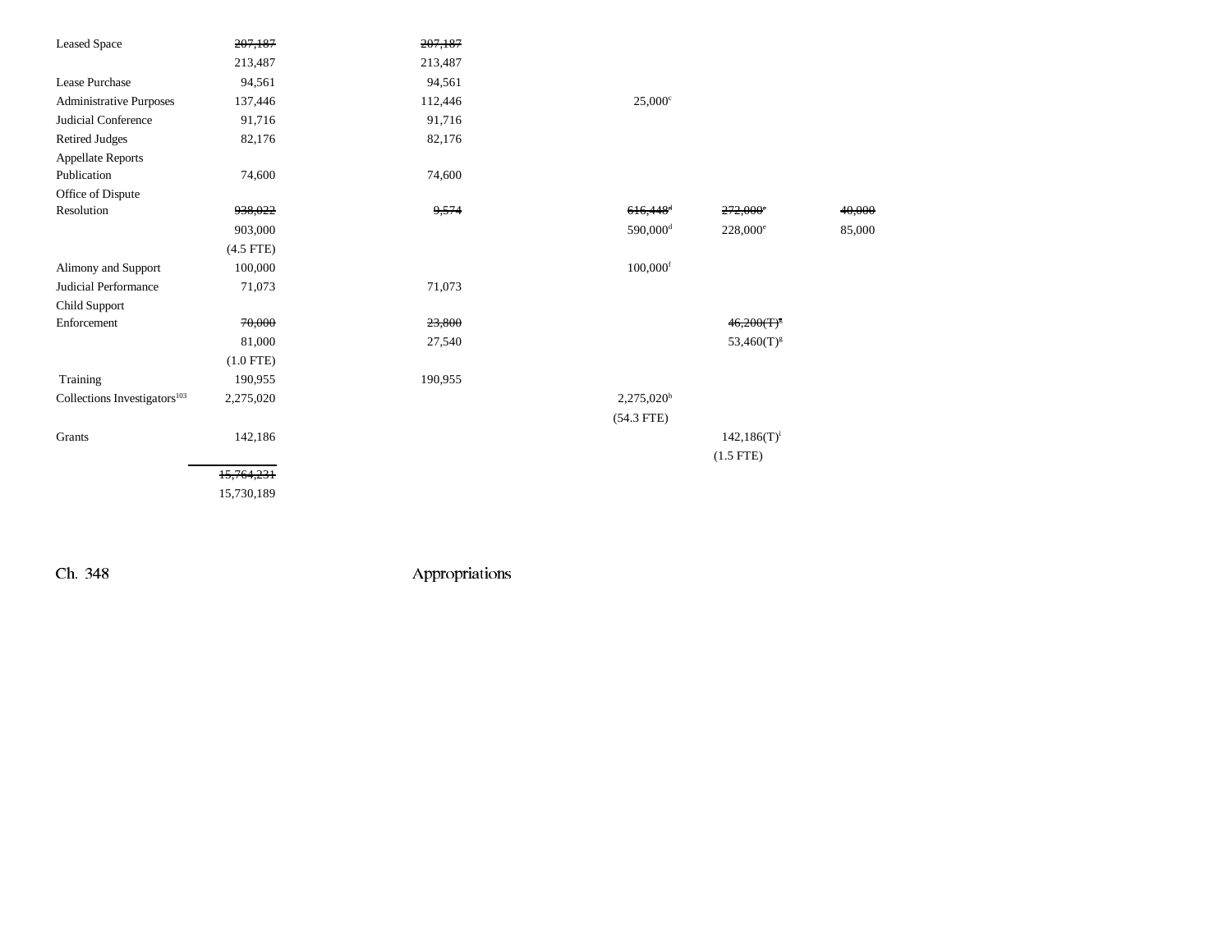| | | | | | |
|---|---|---|---|---|---|
| Leased Space | ~~207,187~~ | ~~207,187~~ | | | |
| | 213,487 | 213,487 | | | |
| Lease Purchase | 94,561 | 94,561 | | | |
| Administrative Purposes | 137,446 | 112,446 | 25,000[c] | | |
| Judicial Conference | 91,716 | 91,716 | | | |
| Retired Judges | 82,176 | 82,176 | | | |
| Appellate Reports Publication | 74,600 | 74,600 | | | |
| Office of Dispute Resolution | ~~938,022~~ | ~~9,574~~ | ~~616,448[d]~~ | ~~272,000[e]~~ | ~~40,000~~ |
| | 903,000 | | 590,000[d] | 228,000[e] | 85,000 |
| | (4.5 FTE) | | | | |
| Alimony and Support | 100,000 | | 100,000[f] | | |
| Judicial Performance | 71,073 | 71,073 | | | |
| Child Support Enforcement | ~~70,000~~ | ~~23,800~~ | | ~~46,200(T)[g]~~ | |
| | 81,000 | 27,540 | | 53,460(T)[g] | |
| | (1.0 FTE) | | | | |
| Training | 190,955 | 190,955 | | | |
| Collections Investigators[103] | 2,275,020 | | 2,275,020[h] | | |
| | | | (54.3 FTE) | | |
| Grants | 142,186 | | | 142,186(T)[i] | |
| | | | | (1.5 FTE) | |
| | ~~15,764,231~~ | | | | |
| | 15,730,189 | | | | |

Ch. 348 Appropriations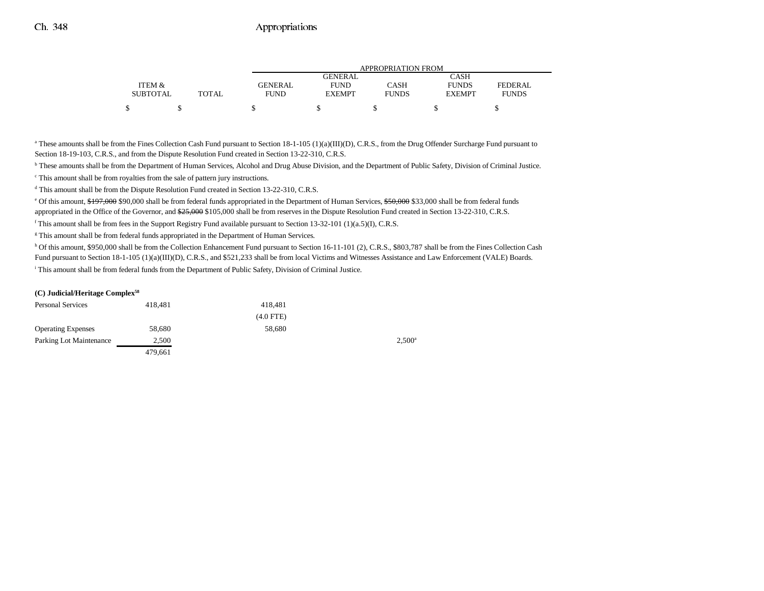| | ITEM & SUBTOTAL | TOTAL | GENERAL FUND | GENERAL FUND EXEMPT | CASH FUNDS | CASH FUNDS EXEMPT | FEDERAL FUNDS |
|---|---|---|---|---|---|---|---|
| | | | APPROPRIATION FROM | | | | |
| | $ | $ | $ | $ | $ | $ | $ |

[a] These amounts shall be from the Fines Collection Cash Fund pursuant to Section 18-1-105 (1)(a)(III)(D), C.R.S., from the Drug Offender Surcharge Fund pursuant to Section 18-19-103, C.R.S., and from the Dispute Resolution Fund created in Section 13-22-310, C.R.S.

[b] These amounts shall be from the Department of Human Services, Alcohol and Drug Abuse Division, and the Department of Public Safety, Division of Criminal Justice.

[c] This amount shall be from royalties from the sale of pattern jury instructions.

[d] This amount shall be from the Dispute Resolution Fund created in Section 13-22-310, C.R.S.

[e] Of this amount, ~~$197,000~~ $90,000 shall be from federal funds appropriated in the Department of Human Services, ~~$50,000~~ $33,000 shall be from federal funds appropriated in the Office of the Governor, and ~~$25,000~~ $105,000 shall be from reserves in the Dispute Resolution Fund created in Section 13-22-310, C.R.S.

[f] This amount shall be from fees in the Support Registry Fund available pursuant to Section 13-32-101 (1)(a.5)(I), C.R.S.

[g] This amount shall be from federal funds appropriated in the Department of Human Services.

[h] Of this amount, $950,000 shall be from the Collection Enhancement Fund pursuant to Section 16-11-101 (2), C.R.S., $803,787 shall be from the Fines Collection Cash Fund pursuant to Section 18-1-105 (1)(a)(III)(D), C.R.S., and $521,233 shall be from local Victims and Witnesses Assistance and Law Enforcement (VALE) Boards.

[i] This amount shall be from federal funds from the Department of Public Safety, Division of Criminal Justice.

**(C) Judicial/Heritage Complex[58]**

| | ITEM & SUBTOTAL | TOTAL | GENERAL FUND | GENERAL FUND EXEMPT | CASH FUNDS | CASH FUNDS EXEMPT | FEDERAL FUNDS |
|---|---|---|---|---|---|---|---|
| Personal Services | 418,481 | | 418,481 | | | | |
| | | | (4.0 FTE) | | | | |
| Operating Expenses | 58,680 | | 58,680 | | | | |
| Parking Lot Maintenance | 2,500 | | | | 2,500[a] | | |
| | 479,661 | | | | | | |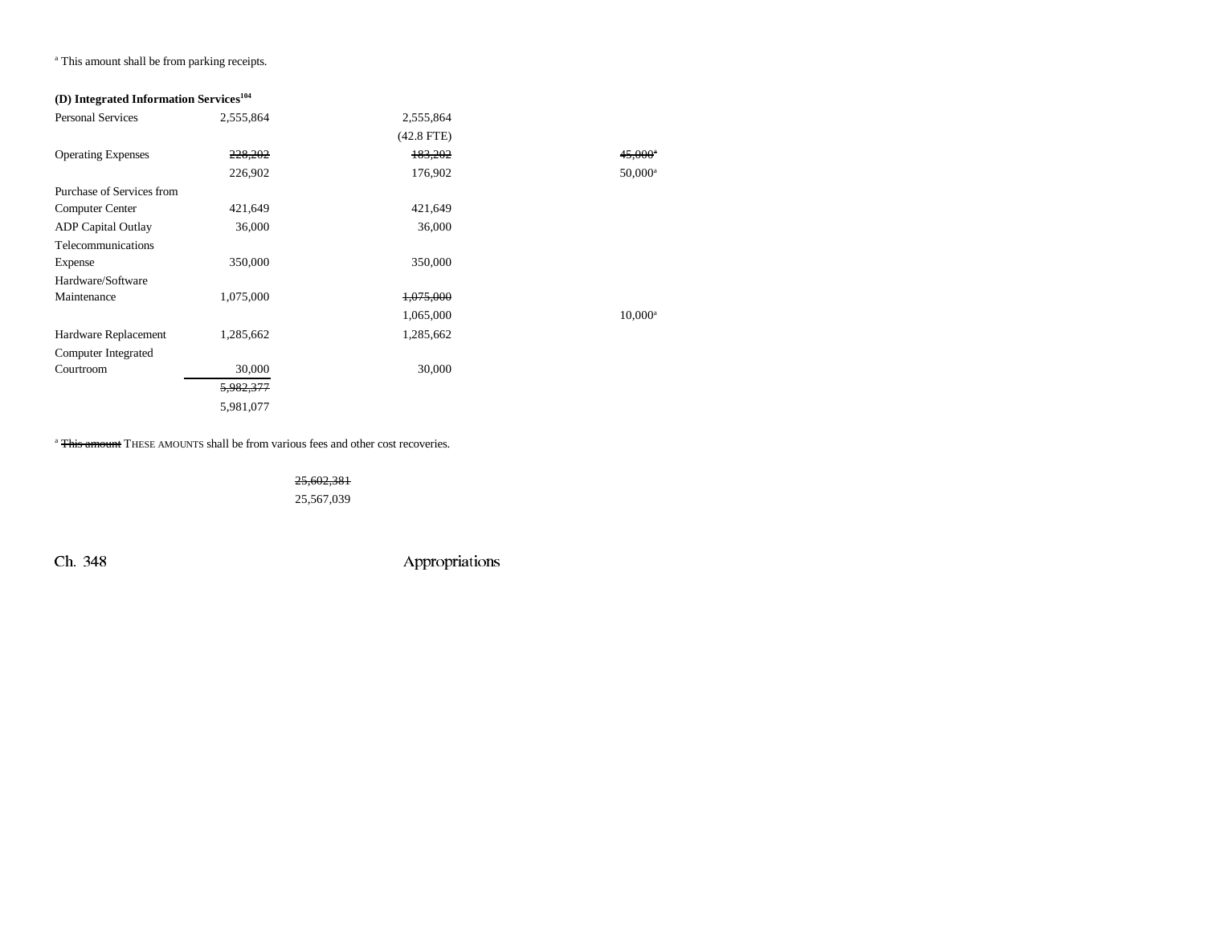[a] This amount shall be from parking receipts.

**(D) Integrated Information Services[104]**

| | | | |
|---|---|---|---|
| Personal Services | 2,555,864 | 2,555,864 | |
| | | (42.8 FTE) | |
| Operating Expenses | ~~228,202~~ | ~~183,202~~ | ~~45,000[a]~~ |
| | 226,902 | 176,902 | 50,000[a] |
| Purchase of Services from Computer Center | 421,649 | 421,649 | |
| ADP Capital Outlay | 36,000 | 36,000 | |
| Telecommunications Expense | 350,000 | 350,000 | |
| Hardware/Software Maintenance | 1,075,000 | ~~1,075,000~~ | |
| | | 1,065,000 | 10,000[a] |
| Hardware Replacement | 1,285,662 | 1,285,662 | |
| Computer Integrated Courtroom | 30,000 | 30,000 | |
| | ~~5,982,377~~ | | |
| | 5,981,077 | | |

[a] ~~This amount~~ THESE AMOUNTS shall be from various fees and other cost recoveries.

~~25,602,381~~
25,567,039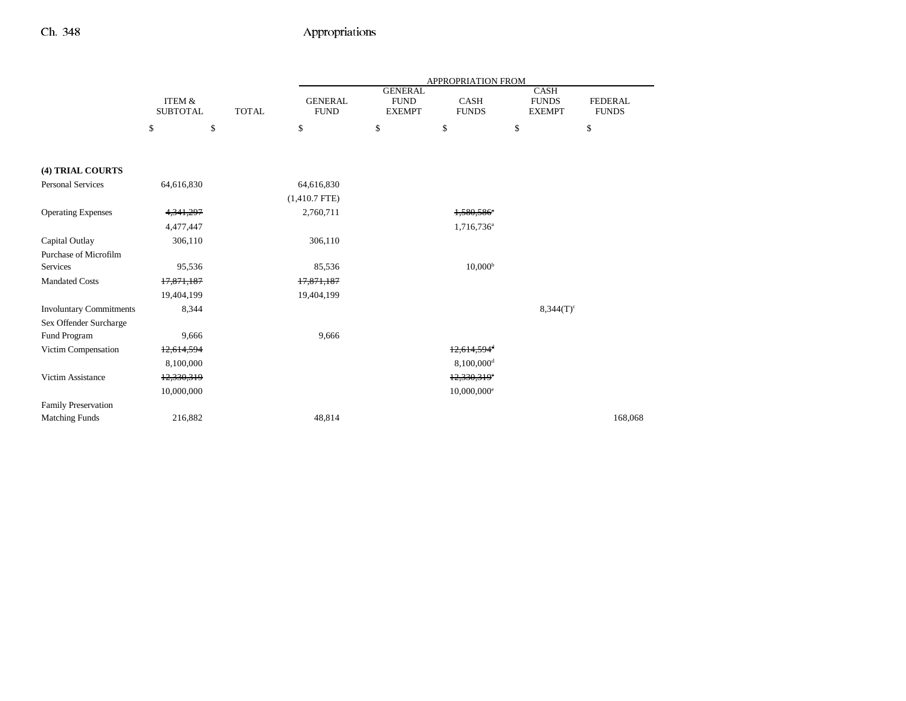| | ITEM & SUBTOTAL | TOTAL | APPROPRIATION FROM GENERAL FUND | GENERAL FUND EXEMPT | CASH FUNDS | CASH FUNDS EXEMPT | FEDERAL FUNDS |
|---|---|---|---|---|---|---|---|
| | $ | $ | $ | $ | $ | $ | $ |
| **(4) TRIAL COURTS** | | | | | | | |
| Personal Services | 64,616,830 | | 64,616,830 | | | | |
| | | | (1,410.7 FTE) | | | | |
| Operating Expenses | ~~4,341,297~~ | | 2,760,711 | | ~~1,580,586~~[a] | | |
| | 4,477,447 | | | | 1,716,736[a] | | |
| Capital Outlay | 306,110 | | 306,110 | | | | |
| Purchase of Microfilm Services | 95,536 | | 85,536 | | 10,000[b] | | |
| Mandated Costs | ~~17,871,187~~ | | ~~17,871,187~~ | | | | |
| | 19,404,199 | | 19,404,199 | | | | |
| Involuntary Commitments | 8,344 | | | | | 8,344(T)[c] | |
| Sex Offender Surcharge Fund Program | 9,666 | | 9,666 | | | | |
| Victim Compensation | ~~12,614,594~~ | | | | ~~12,614,594~~[d] | | |
| | 8,100,000 | | | | 8,100,000[d] | | |
| Victim Assistance | ~~12,330,319~~ | | | | ~~12,330,319~~[e] | | |
| | 10,000,000 | | | | 10,000,000[e] | | |
| Family Preservation Matching Funds | 216,882 | | 48,814 | | | | 168,068 |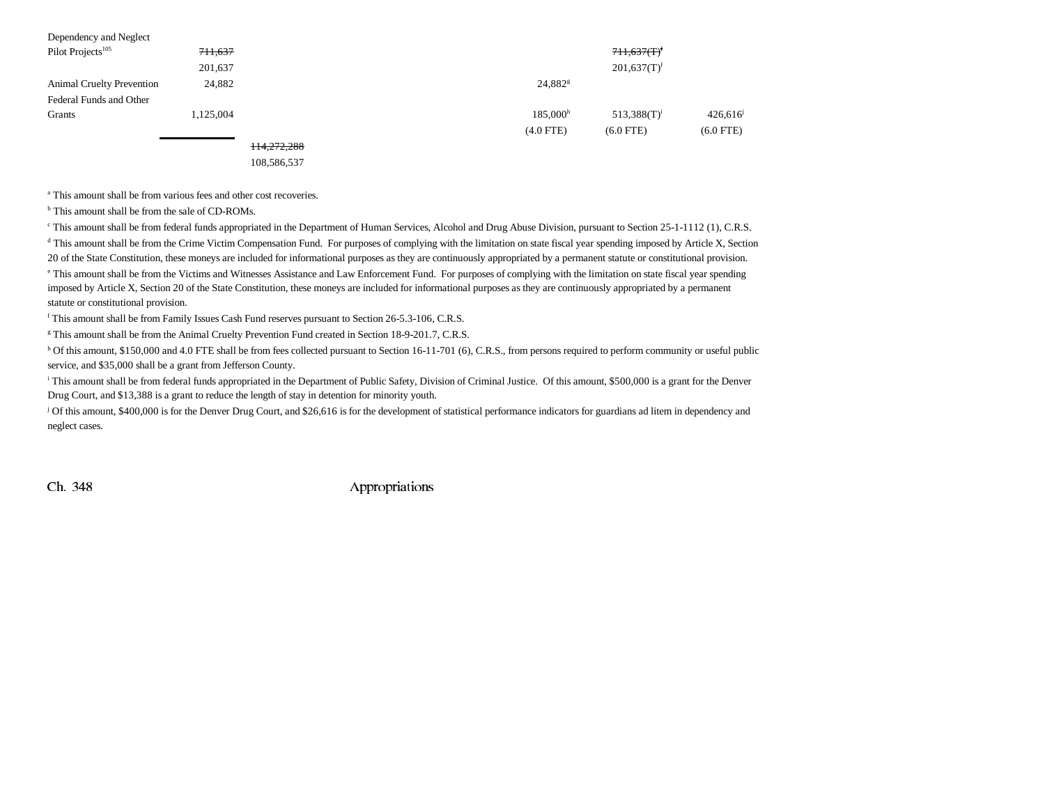| | | | | | | | |
|---|---|---|---|---|---|---|---|
| Dependency and Neglect | | | | | | | |
| Pilot Projects[105] | ~~711,637~~ | | | | | ~~711,637(T)[f]~~ | |
| | 201,637 | | | | | 201,637(T)[f] | |
| Animal Cruelty Prevention | 24,882 | | | | 24,882[g] | | |
| Federal Funds and Other | | | | | | | |
| Grants | 1,125,004 | | | | 185,000[h] | 513,388(T)[i] | 426,616[j] |
| | | | | | (4.0 FTE) | (6.0 FTE) | (6.0 FTE) |
| | | ~~114,272,288~~ | | | | | |
| | | 108,586,537 | | | | | |

[a] This amount shall be from various fees and other cost recoveries.

[b] This amount shall be from the sale of CD-ROMs.

[c] This amount shall be from federal funds appropriated in the Department of Human Services, Alcohol and Drug Abuse Division, pursuant to Section 25-1-1112 (1), C.R.S.

[d] This amount shall be from the Crime Victim Compensation Fund. For purposes of complying with the limitation on state fiscal year spending imposed by Article X, Section 20 of the State Constitution, these moneys are included for informational purposes as they are continuously appropriated by a permanent statute or constitutional provision.

[e] This amount shall be from the Victims and Witnesses Assistance and Law Enforcement Fund. For purposes of complying with the limitation on state fiscal year spending imposed by Article X, Section 20 of the State Constitution, these moneys are included for informational purposes as they are continuously appropriated by a permanent statute or constitutional provision.

[f] This amount shall be from Family Issues Cash Fund reserves pursuant to Section 26-5.3-106, C.R.S.

[g] This amount shall be from the Animal Cruelty Prevention Fund created in Section 18-9-201.7, C.R.S.

[h] Of this amount, $150,000 and 4.0 FTE shall be from fees collected pursuant to Section 16-11-701 (6), C.R.S., from persons required to perform community or useful public service, and $35,000 shall be a grant from Jefferson County.

[i] This amount shall be from federal funds appropriated in the Department of Public Safety, Division of Criminal Justice. Of this amount, $500,000 is a grant for the Denver Drug Court, and $13,388 is a grant to reduce the length of stay in detention for minority youth.

[j] Of this amount, $400,000 is for the Denver Drug Court, and $26,616 is for the development of statistical performance indicators for guardians ad litem in dependency and neglect cases.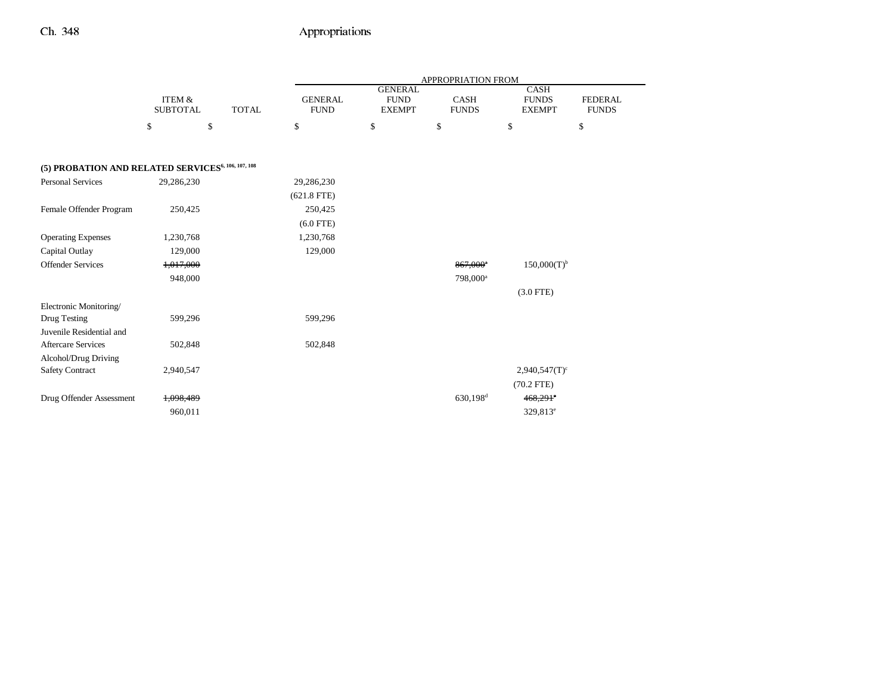| | ITEM & SUBTOTAL | TOTAL | APPROPRIATION FROM GENERAL FUND | GENERAL FUND EXEMPT | CASH FUNDS | CASH FUNDS EXEMPT | FEDERAL FUNDS |
|---|---|---|---|---|---|---|---|
| | $ | $ | $ | $ | $ | $ | $ |
| **(5) PROBATION AND RELATED SERVICES**[6, 106, 107, 108] | | | | | | | |
| Personal Services | 29,286,230 | | 29,286,230 | | | | |
| | | | (621.8 FTE) | | | | |
| Female Offender Program | 250,425 | | 250,425 | | | | |
| | | | (6.0 FTE) | | | | |
| Operating Expenses | 1,230,768 | | 1,230,768 | | | | |
| Capital Outlay | 129,000 | | 129,000 | | | | |
| Offender Services | ~~1,017,000~~ | | | | ~~867,000~~[a] | 150,000(T)[b] | |
| | 948,000 | | | | 798,000[a] | | |
| | | | | | | (3.0 FTE) | |
| Electronic Monitoring/ Drug Testing | 599,296 | | 599,296 | | | | |
| Juvenile Residential and Aftercare Services | 502,848 | | 502,848 | | | | |
| Alcohol/Drug Driving Safety Contract | 2,940,547 | | | | | 2,940,547(T)[c] | |
| | | | | | | (70.2 FTE) | |
| Drug Offender Assessment | ~~1,098,489~~ | | | | 630,198[d] | ~~468,291~~[e] | |
| | 960,011 | | | | | 329,813[e] | |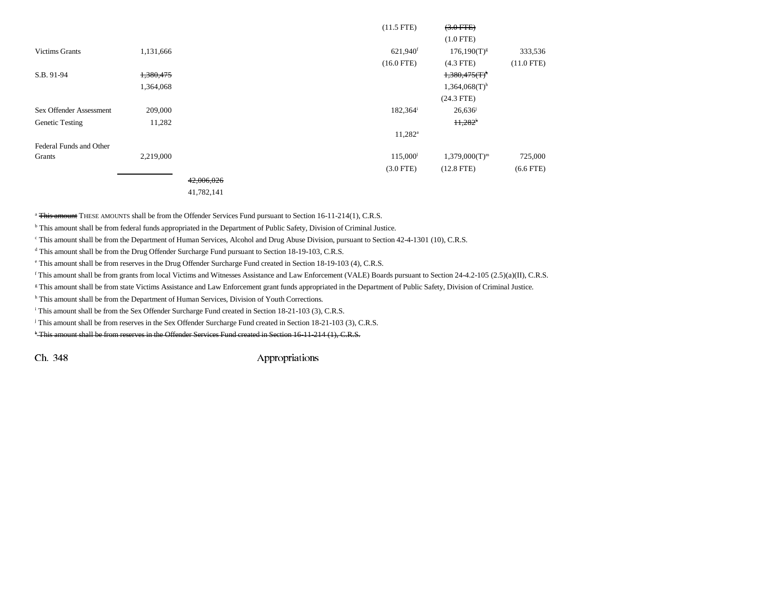| | | | | | |
|---|---|---|---|---|---|
| | | | (11.5 FTE) | ~~(3.0 FTE)~~ | |
| | | | | (1.0 FTE) | |
| Victims Grants | 1,131,666 | | 621,940[f] | 176,190(T)[g] | 333,536 |
| | | | (16.0 FTE) | (4.3 FTE) | (11.0 FTE) |
| S.B. 91-94 | ~~1,380,475~~ | | | ~~1,380,475(T)[h]~~ | |
| | 1,364,068 | | | 1,364,068(T)[h] | |
| | | | | (24.3 FTE) | |
| Sex Offender Assessment | 209,000 | | 182,364[i] | 26,636[j] | |
| Genetic Testing | 11,282 | | | ~~11,282[k]~~ | |
| | | | 11,282[a] | | |
| Federal Funds and Other Grants | 2,219,000 | | 115,000[l] | 1,379,000(T)[m] | 725,000 |
| | | | (3.0 FTE) | (12.8 FTE) | (6.6 FTE) |
| | | ~~42,006,026~~ | | | |
| | | 41,782,141 | | | |

[a] ~~This amount~~ THESE AMOUNTS shall be from the Offender Services Fund pursuant to Section 16-11-214(1), C.R.S.

[b] This amount shall be from federal funds appropriated in the Department of Public Safety, Division of Criminal Justice.

[c] This amount shall be from the Department of Human Services, Alcohol and Drug Abuse Division, pursuant to Section 42-4-1301 (10), C.R.S.

[d] This amount shall be from the Drug Offender Surcharge Fund pursuant to Section 18-19-103, C.R.S.

[e] This amount shall be from reserves in the Drug Offender Surcharge Fund created in Section 18-19-103 (4), C.R.S.

[f] This amount shall be from grants from local Victims and Witnesses Assistance and Law Enforcement (VALE) Boards pursuant to Section 24-4.2-105 (2.5)(a)(II), C.R.S.

[g] This amount shall be from state Victims Assistance and Law Enforcement grant funds appropriated in the Department of Public Safety, Division of Criminal Justice.

[h] This amount shall be from the Department of Human Services, Division of Youth Corrections.

[i] This amount shall be from the Sex Offender Surcharge Fund created in Section 18-21-103 (3), C.R.S.

[j] This amount shall be from reserves in the Sex Offender Surcharge Fund created in Section 18-21-103 (3), C.R.S.

~~[k] This amount shall be from reserves in the Offender Services Fund created in Section 16-11-214 (1), C.R.S.~~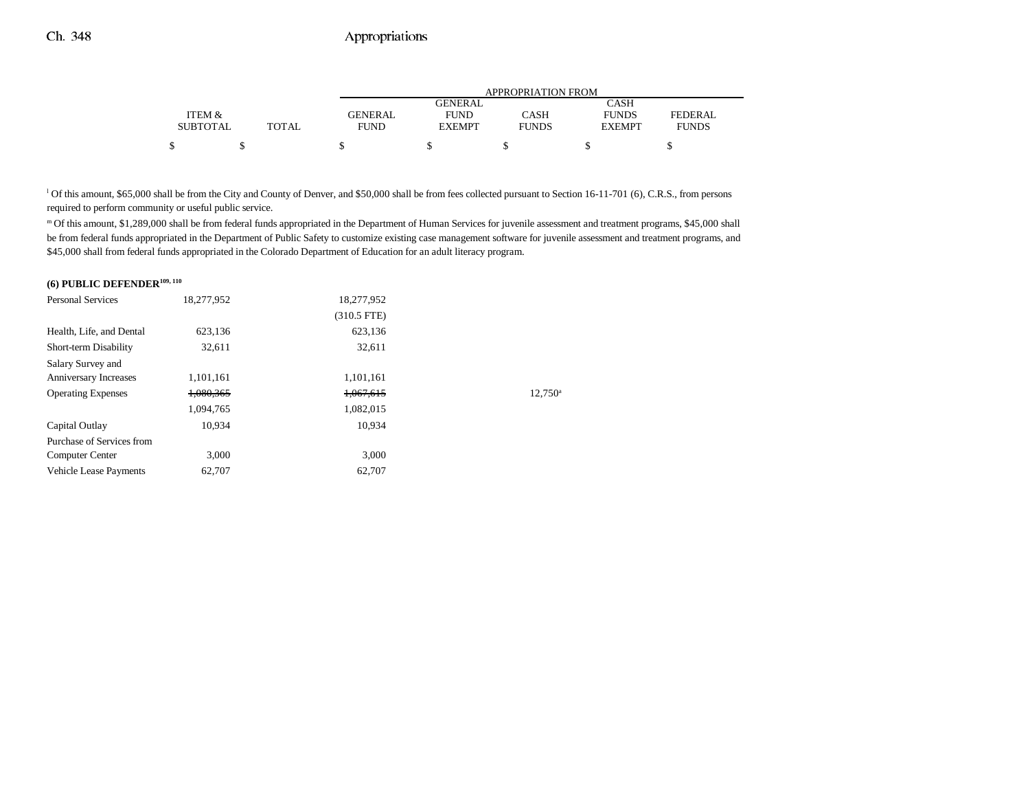| | ITEM & SUBTOTAL | TOTAL | GENERAL FUND | GENERAL FUND EXEMPT | CASH FUNDS | CASH FUNDS EXEMPT | FEDERAL FUNDS |
|---|---|---|---|---|---|---|---|
| | $ | $ | $ | $ | $ | $ | $ |

[l] Of this amount, $65,000 shall be from the City and County of Denver, and $50,000 shall be from fees collected pursuant to Section 16-11-701 (6), C.R.S., from persons required to perform community or useful public service.

[m] Of this amount, $1,289,000 shall be from federal funds appropriated in the Department of Human Services for juvenile assessment and treatment programs, $45,000 shall be from federal funds appropriated in the Department of Public Safety to customize existing case management software for juvenile assessment and treatment programs, and $45,000 shall from federal funds appropriated in the Colorado Department of Education for an adult literacy program.

**(6) PUBLIC DEFENDER[109, 110]**

| | ITEM & SUBTOTAL | TOTAL | GENERAL FUND | GENERAL FUND EXEMPT | CASH FUNDS | CASH FUNDS EXEMPT | FEDERAL FUNDS |
|---|---|---|---|---|---|---|---|
| Personal Services | 18,277,952 | | 18,277,952 | | | | |
| | | | (310.5 FTE) | | | | |
| Health, Life, and Dental | 623,136 | | 623,136 | | | | |
| Short-term Disability | 32,611 | | 32,611 | | | | |
| Salary Survey and Anniversary Increases | 1,101,161 | | 1,101,161 | | | | |
| Operating Expenses | ~~1,080,365~~ | | ~~1,067,615~~ | | 12,750[a] | | |
| | 1,094,765 | | 1,082,015 | | | | |
| Capital Outlay | 10,934 | | 10,934 | | | | |
| Purchase of Services from Computer Center | 3,000 | | 3,000 | | | | |
| Vehicle Lease Payments | 62,707 | | 62,707 | | | | |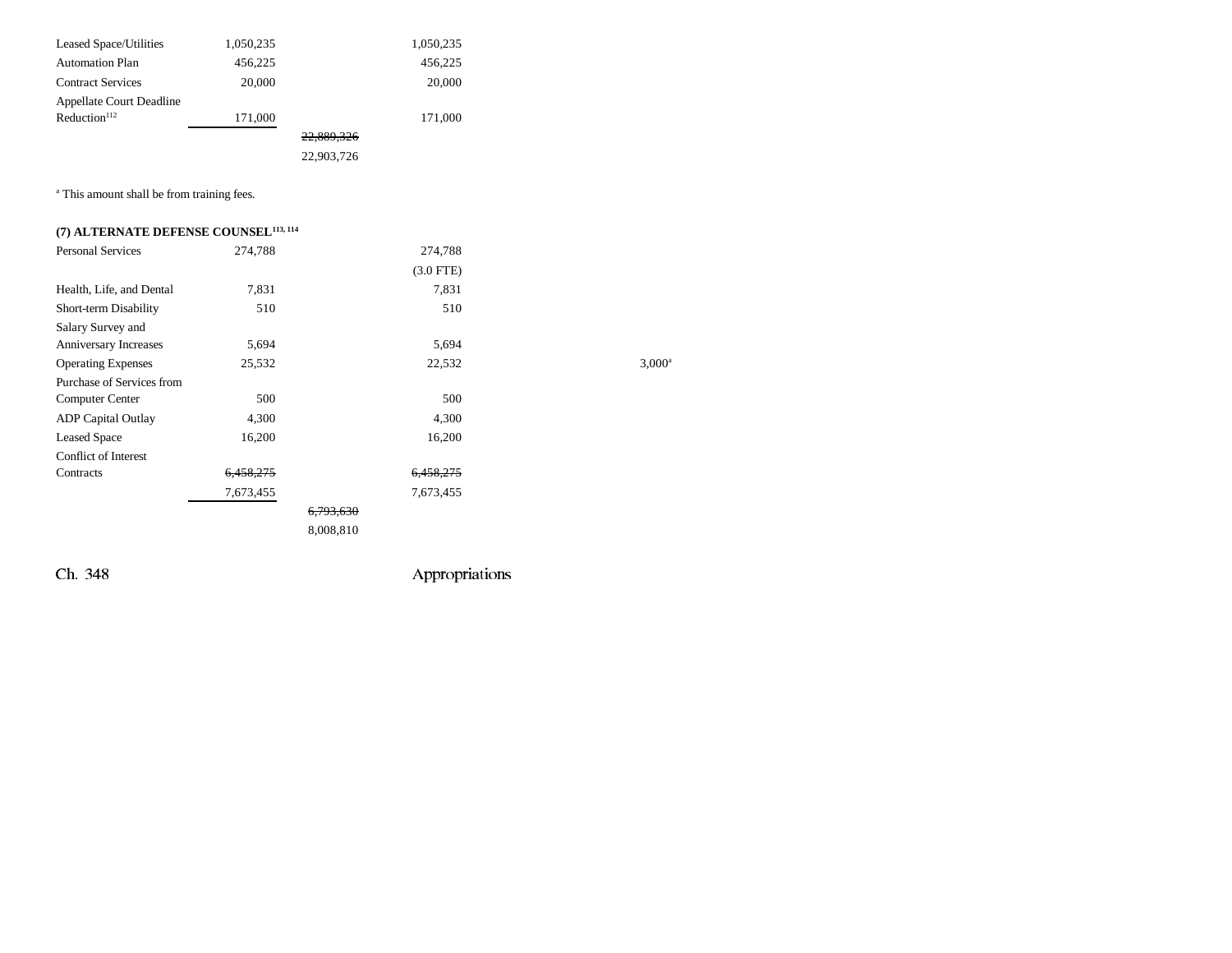| | | | | | |
|---|---|---|---|---|---|
| Leased Space/Utilities | 1,050,235 | | 1,050,235 | | |
| Automation Plan | 456,225 | | 456,225 | | |
| Contract Services | 20,000 | | 20,000 | | |
| Appellate Court Deadline Reduction[112] | 171,000 | | 171,000 | | |
| | | ~~22,889,326~~ | | | |
| | | 22,903,726 | | | |

[a] This amount shall be from training fees.

**(7) ALTERNATE DEFENSE COUNSEL[113, 114]**

| | | | | | |
|---|---|---|---|---|---|
| Personal Services | 274,788 | | 274,788 | | |
| | | | (3.0 FTE) | | |
| Health, Life, and Dental | 7,831 | | 7,831 | | |
| Short-term Disability | 510 | | 510 | | |
| Salary Survey and Anniversary Increases | 5,694 | | 5,694 | | |
| Operating Expenses | 25,532 | | 22,532 | | 3,000[a] |
| Purchase of Services from Computer Center | 500 | | 500 | | |
| ADP Capital Outlay | 4,300 | | 4,300 | | |
| Leased Space | 16,200 | | 16,200 | | |
| Conflict of Interest Contracts | ~~6,458,275~~ | | ~~6,458,275~~ | | |
| | 7,673,455 | | 7,673,455 | | |
| | | ~~6,793,630~~ | | | |
| | | 8,008,810 | | | |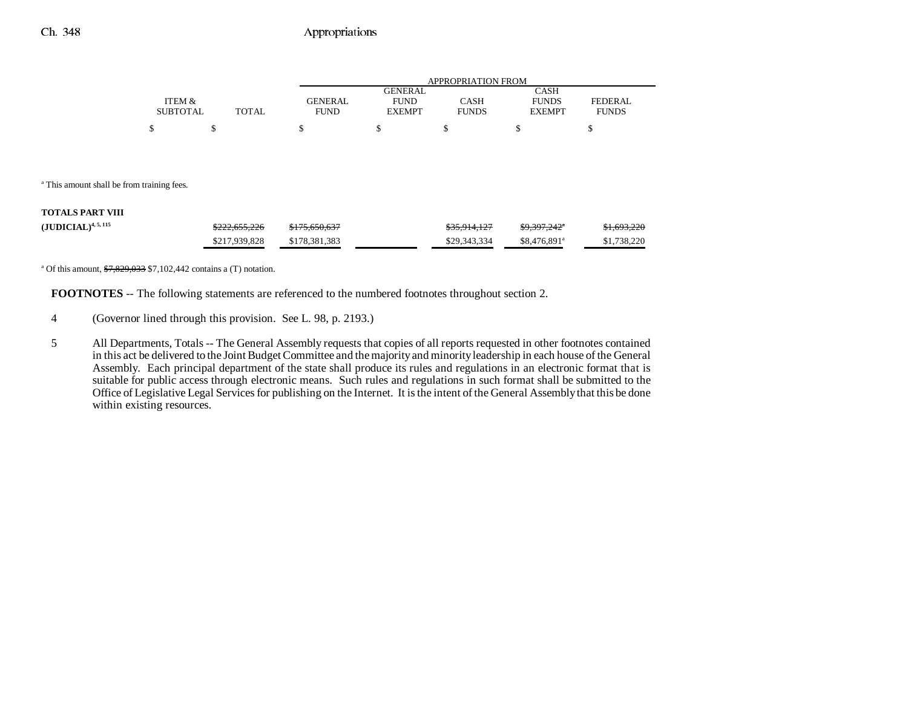| | ITEM & SUBTOTAL | TOTAL | GENERAL FUND | GENERAL FUND EXEMPT | CASH FUNDS | CASH FUNDS EXEMPT | FEDERAL FUNDS |
|---|---|---|---|---|---|---|---|
| | $ | $ | $ | $ | $ | $ | $ |

[a] This amount shall be from training fees.

| | ITEM & SUBTOTAL | TOTAL | GENERAL FUND | GENERAL FUND EXEMPT | CASH FUNDS | CASH FUNDS EXEMPT | FEDERAL FUNDS |
|---|---|---|---|---|---|---|---|
| **TOTALS PART VIII (JUDICIAL)**[4, 5, 115] | | ~~$222,655,226~~ | ~~$175,650,637~~ | | ~~$35,914,127~~ | ~~$9,397,242~~[a] | ~~$1,693,220~~ |
| | | $217,939,828 | $178,381,383 | | $29,343,334 | $8,476,891[a] | $1,738,220 |

[a] Of this amount, ~~$7,829,033~~ $7,102,442 contains a (T) notation.

**FOOTNOTES** -- The following statements are referenced to the numbered footnotes throughout section 2.

4 (Governor lined through this provision. See L. 98, p. 2193.)

5 All Departments, Totals -- The General Assembly requests that copies of all reports requested in other footnotes contained in this act be delivered to the Joint Budget Committee and the majority and minority leadership in each house of the General Assembly. Each principal department of the state shall produce its rules and regulations in an electronic format that is suitable for public access through electronic means. Such rules and regulations in such format shall be submitted to the Office of Legislative Legal Services for publishing on the Internet. It is the intent of the General Assembly that this be done within existing resources.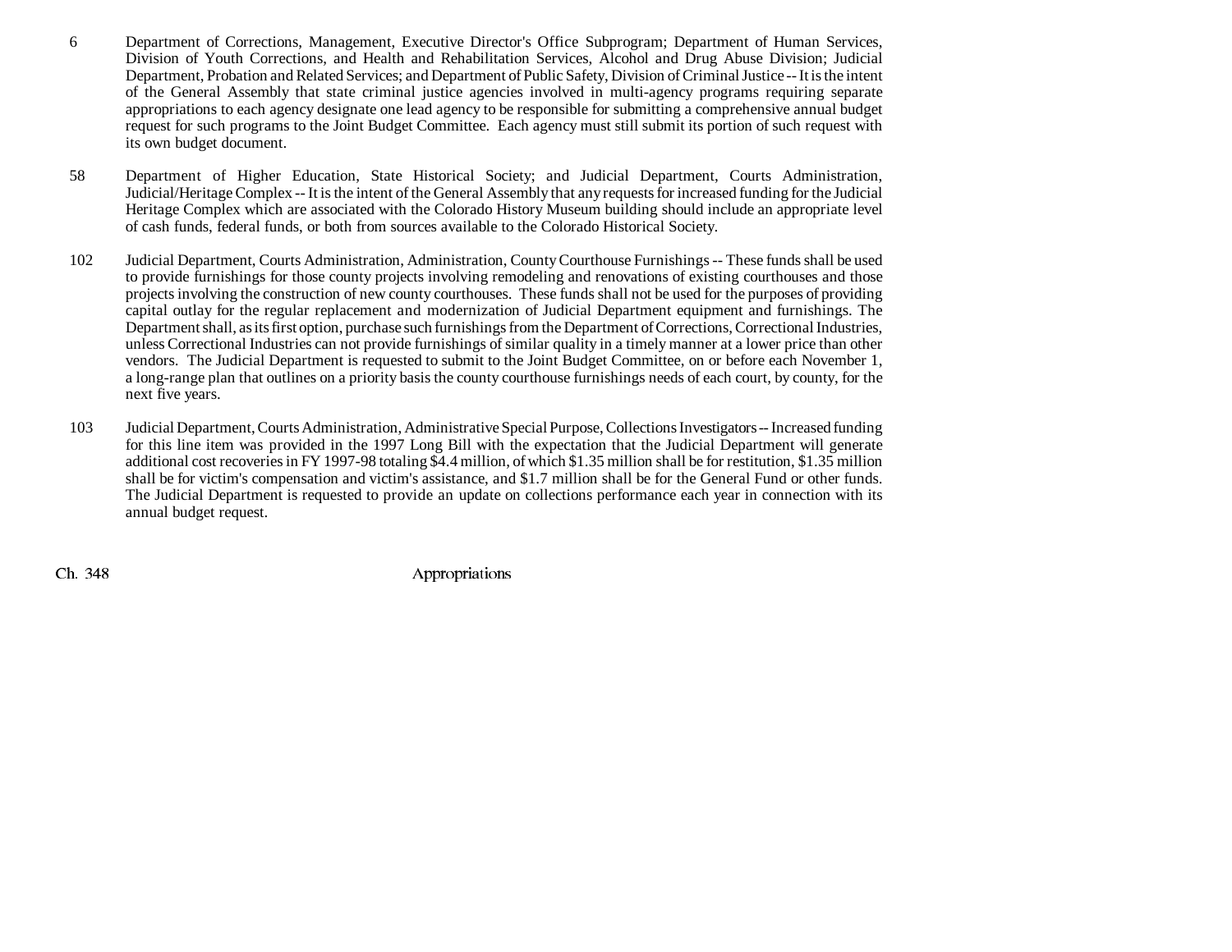6 Department of Corrections, Management, Executive Director's Office Subprogram; Department of Human Services, Division of Youth Corrections, and Health and Rehabilitation Services, Alcohol and Drug Abuse Division; Judicial Department, Probation and Related Services; and Department of Public Safety, Division of Criminal Justice -- It is the intent of the General Assembly that state criminal justice agencies involved in multi-agency programs requiring separate appropriations to each agency designate one lead agency to be responsible for submitting a comprehensive annual budget request for such programs to the Joint Budget Committee. Each agency must still submit its portion of such request with its own budget document.

58 Department of Higher Education, State Historical Society; and Judicial Department, Courts Administration, Judicial/Heritage Complex -- It is the intent of the General Assembly that any requests for increased funding for the Judicial Heritage Complex which are associated with the Colorado History Museum building should include an appropriate level of cash funds, federal funds, or both from sources available to the Colorado Historical Society.

102 Judicial Department, Courts Administration, Administration, County Courthouse Furnishings -- These funds shall be used to provide furnishings for those county projects involving remodeling and renovations of existing courthouses and those projects involving the construction of new county courthouses. These funds shall not be used for the purposes of providing capital outlay for the regular replacement and modernization of Judicial Department equipment and furnishings. The Department shall, as its first option, purchase such furnishings from the Department of Corrections, Correctional Industries, unless Correctional Industries can not provide furnishings of similar quality in a timely manner at a lower price than other vendors. The Judicial Department is requested to submit to the Joint Budget Committee, on or before each November 1, a long-range plan that outlines on a priority basis the county courthouse furnishings needs of each court, by county, for the next five years.

103 Judicial Department, Courts Administration, Administrative Special Purpose, Collections Investigators -- Increased funding for this line item was provided in the 1997 Long Bill with the expectation that the Judicial Department will generate additional cost recoveries in FY 1997-98 totaling $4.4 million, of which $1.35 million shall be for restitution, $1.35 million shall be for victim's compensation and victim's assistance, and $1.7 million shall be for the General Fund or other funds. The Judicial Department is requested to provide an update on collections performance each year in connection with its annual budget request.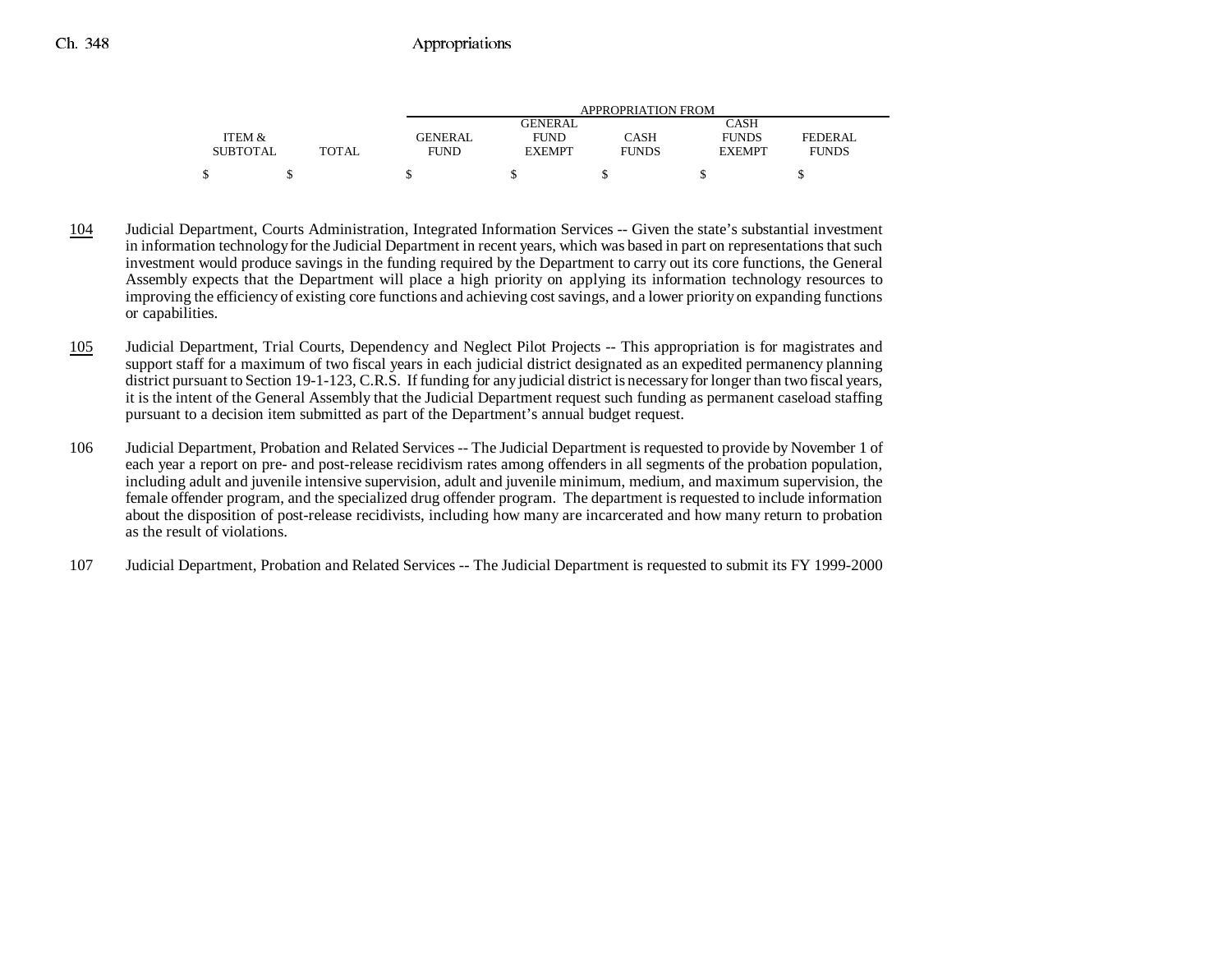| ITEM & SUBTOTAL | TOTAL | APPROPRIATION FROM GENERAL FUND | GENERAL FUND EXEMPT | CASH FUNDS | CASH FUNDS EXEMPT | FEDERAL FUNDS |
|---|---|---|---|---|---|---|
| $ | $ | $ | $ | $ | $ | $ |

<u>104</u> Judicial Department, Courts Administration, Integrated Information Services -- Given the state's substantial investment in information technology for the Judicial Department in recent years, which was based in part on representations that such investment would produce savings in the funding required by the Department to carry out its core functions, the General Assembly expects that the Department will place a high priority on applying its information technology resources to improving the efficiency of existing core functions and achieving cost savings, and a lower priority on expanding functions or capabilities.

<u>105</u> Judicial Department, Trial Courts, Dependency and Neglect Pilot Projects -- This appropriation is for magistrates and support staff for a maximum of two fiscal years in each judicial district designated as an expedited permanency planning district pursuant to Section 19-1-123, C.R.S. If funding for any judicial district is necessary for longer than two fiscal years, it is the intent of the General Assembly that the Judicial Department request such funding as permanent caseload staffing pursuant to a decision item submitted as part of the Department's annual budget request.

106 Judicial Department, Probation and Related Services -- The Judicial Department is requested to provide by November 1 of each year a report on pre- and post-release recidivism rates among offenders in all segments of the probation population, including adult and juvenile intensive supervision, adult and juvenile minimum, medium, and maximum supervision, the female offender program, and the specialized drug offender program. The department is requested to include information about the disposition of post-release recidivists, including how many are incarcerated and how many return to probation as the result of violations.

107 Judicial Department, Probation and Related Services -- The Judicial Department is requested to submit its FY 1999-2000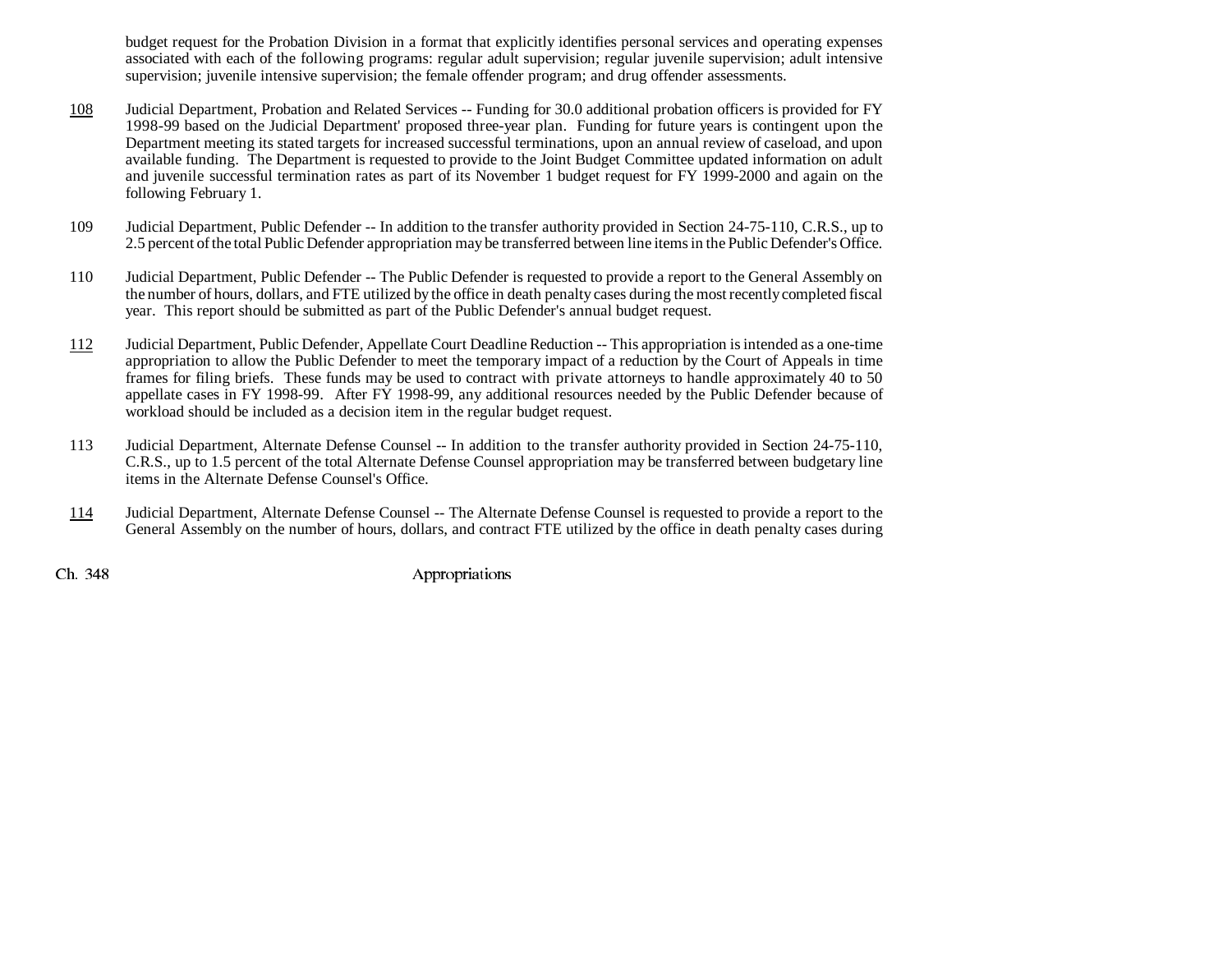budget request for the Probation Division in a format that explicitly identifies personal services and operating expenses associated with each of the following programs: regular adult supervision; regular juvenile supervision; adult intensive supervision; juvenile intensive supervision; the female offender program; and drug offender assessments.

<u>108</u> Judicial Department, Probation and Related Services -- Funding for 30.0 additional probation officers is provided for FY 1998-99 based on the Judicial Department' proposed three-year plan. Funding for future years is contingent upon the Department meeting its stated targets for increased successful terminations, upon an annual review of caseload, and upon available funding. The Department is requested to provide to the Joint Budget Committee updated information on adult and juvenile successful termination rates as part of its November 1 budget request for FY 1999-2000 and again on the following February 1.

109 Judicial Department, Public Defender -- In addition to the transfer authority provided in Section 24-75-110, C.R.S., up to 2.5 percent of the total Public Defender appropriation may be transferred between line items in the Public Defender's Office.

110 Judicial Department, Public Defender -- The Public Defender is requested to provide a report to the General Assembly on the number of hours, dollars, and FTE utilized by the office in death penalty cases during the most recently completed fiscal year. This report should be submitted as part of the Public Defender's annual budget request.

<u>112</u> Judicial Department, Public Defender, Appellate Court Deadline Reduction -- This appropriation is intended as a one-time appropriation to allow the Public Defender to meet the temporary impact of a reduction by the Court of Appeals in time frames for filing briefs. These funds may be used to contract with private attorneys to handle approximately 40 to 50 appellate cases in FY 1998-99. After FY 1998-99, any additional resources needed by the Public Defender because of workload should be included as a decision item in the regular budget request.

113 Judicial Department, Alternate Defense Counsel -- In addition to the transfer authority provided in Section 24-75-110, C.R.S., up to 1.5 percent of the total Alternate Defense Counsel appropriation may be transferred between budgetary line items in the Alternate Defense Counsel's Office.

<u>114</u> Judicial Department, Alternate Defense Counsel -- The Alternate Defense Counsel is requested to provide a report to the General Assembly on the number of hours, dollars, and contract FTE utilized by the office in death penalty cases during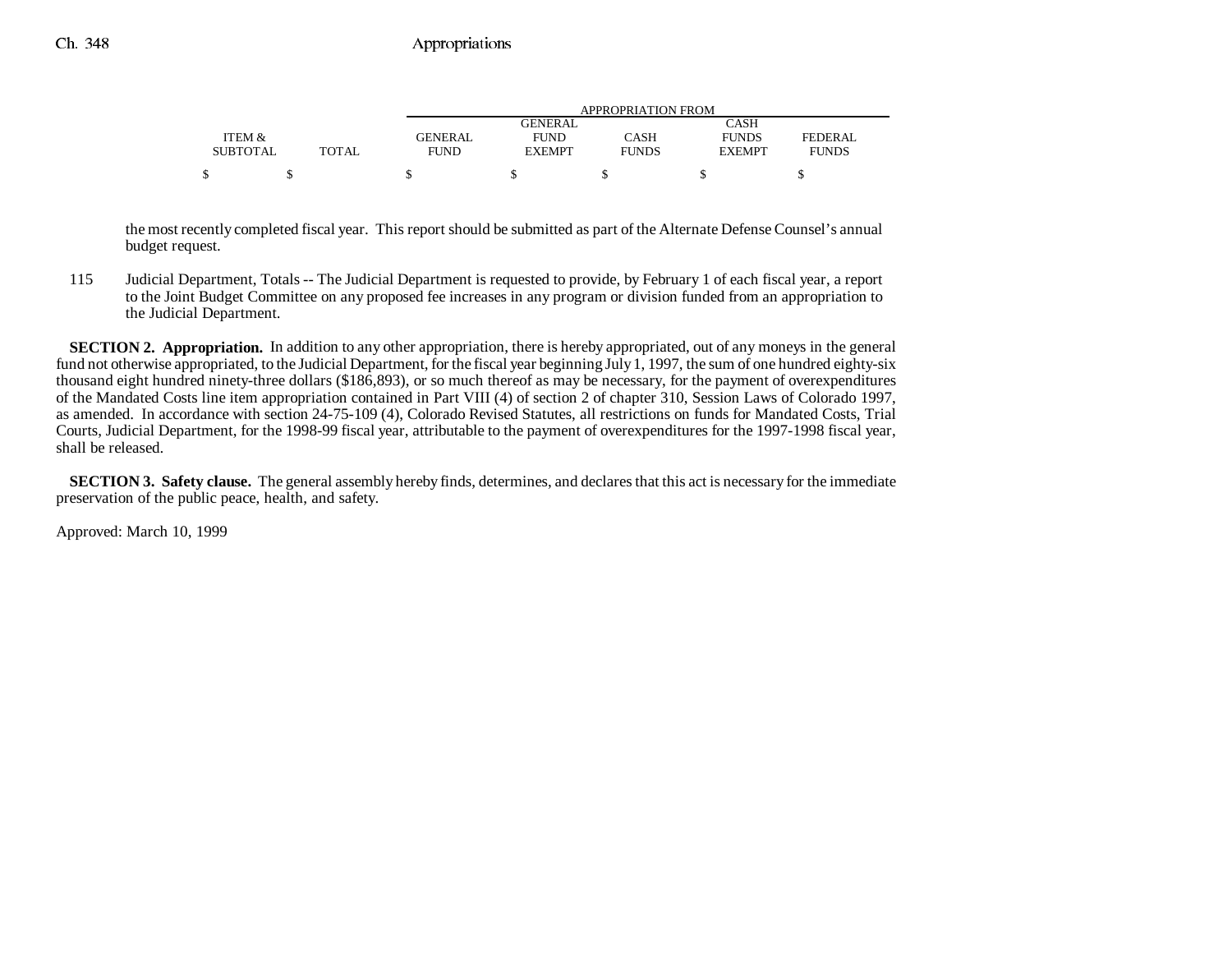| ITEM & SUBTOTAL | TOTAL | APPROPRIATION FROM GENERAL FUND | GENERAL FUND EXEMPT | CASH FUNDS | CASH FUNDS EXEMPT | FEDERAL FUNDS |
|---|---|---|---|---|---|---|
| $ | $ | $ | $ | $ | $ | $ |

the most recently completed fiscal year. This report should be submitted as part of the Alternate Defense Counsel's annual budget request.

115 Judicial Department, Totals -- The Judicial Department is requested to provide, by February 1 of each fiscal year, a report to the Joint Budget Committee on any proposed fee increases in any program or division funded from an appropriation to the Judicial Department.

**SECTION 2. Appropriation.** In addition to any other appropriation, there is hereby appropriated, out of any moneys in the general fund not otherwise appropriated, to the Judicial Department, for the fiscal year beginning July 1, 1997, the sum of one hundred eighty-six thousand eight hundred ninety-three dollars ($186,893), or so much thereof as may be necessary, for the payment of overexpenditures of the Mandated Costs line item appropriation contained in Part VIII (4) of section 2 of chapter 310, Session Laws of Colorado 1997, as amended. In accordance with section 24-75-109 (4), Colorado Revised Statutes, all restrictions on funds for Mandated Costs, Trial Courts, Judicial Department, for the 1998-99 fiscal year, attributable to the payment of overexpenditures for the 1997-1998 fiscal year, shall be released.

**SECTION 3. Safety clause.** The general assembly hereby finds, determines, and declares that this act is necessary for the immediate preservation of the public peace, health, and safety.

Approved: March 10, 1999